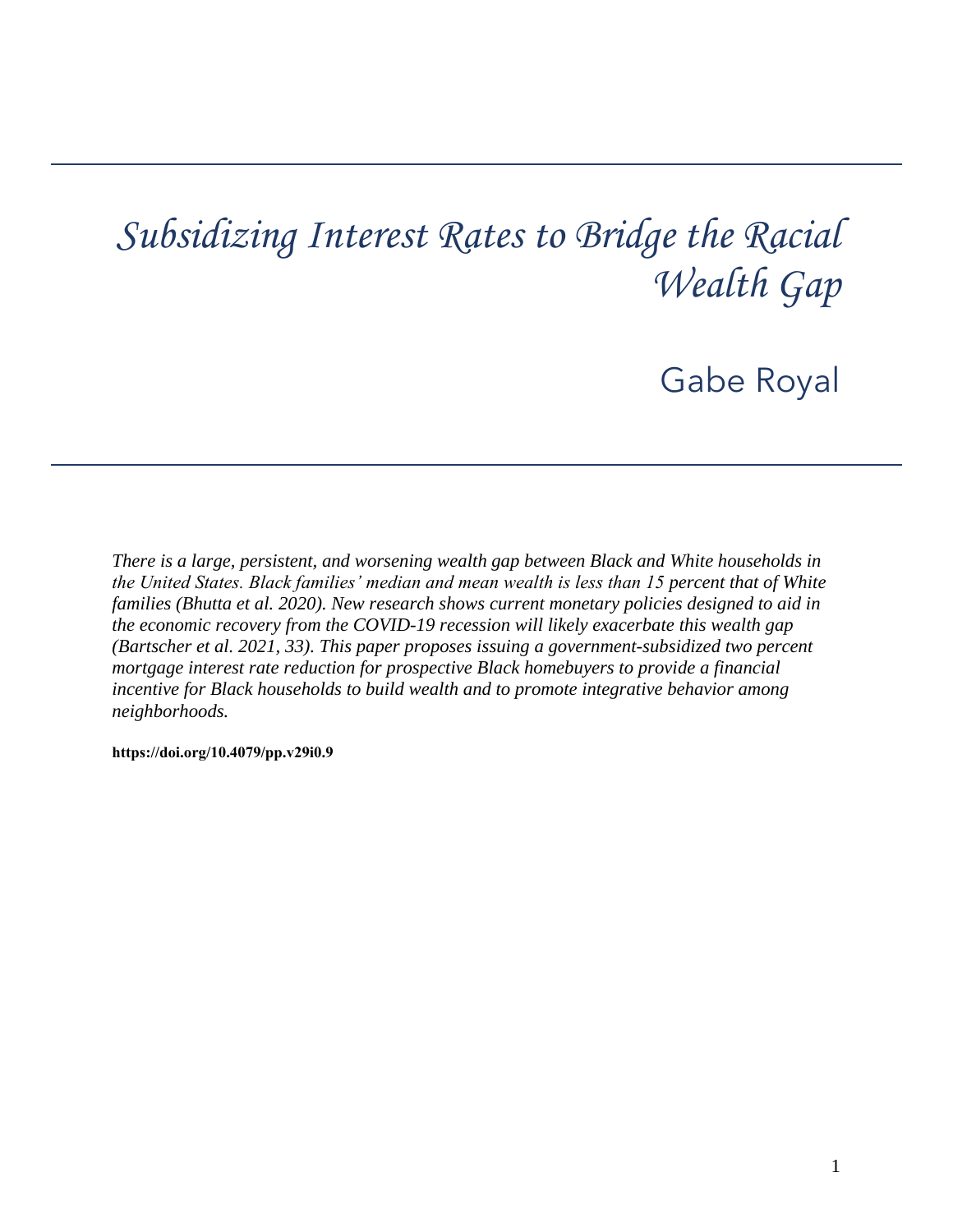# Subsidizing Interest Rates to Bridge the Racial Wealth Gap

Gabe Royal

*There is a large, persistent, and worsening wealth gap between Black and White households in the United States. Black families' median and mean wealth is less than 15 percent that of White families (Bhutta et al. 2020). New research shows current monetary policies designed to aid in the economic recovery from the COVID-19 recession will likely exacerbate this wealth gap (Bartscher et al. 2021, 33). This paper proposes issuing a government-subsidized two percent mortgage interest rate reduction for prospective Black homebuyers to provide a financial incentive for Black households to build wealth and to promote integrative behavior among neighborhoods.*

**https://doi.org/10.4079/pp.v29i0.9**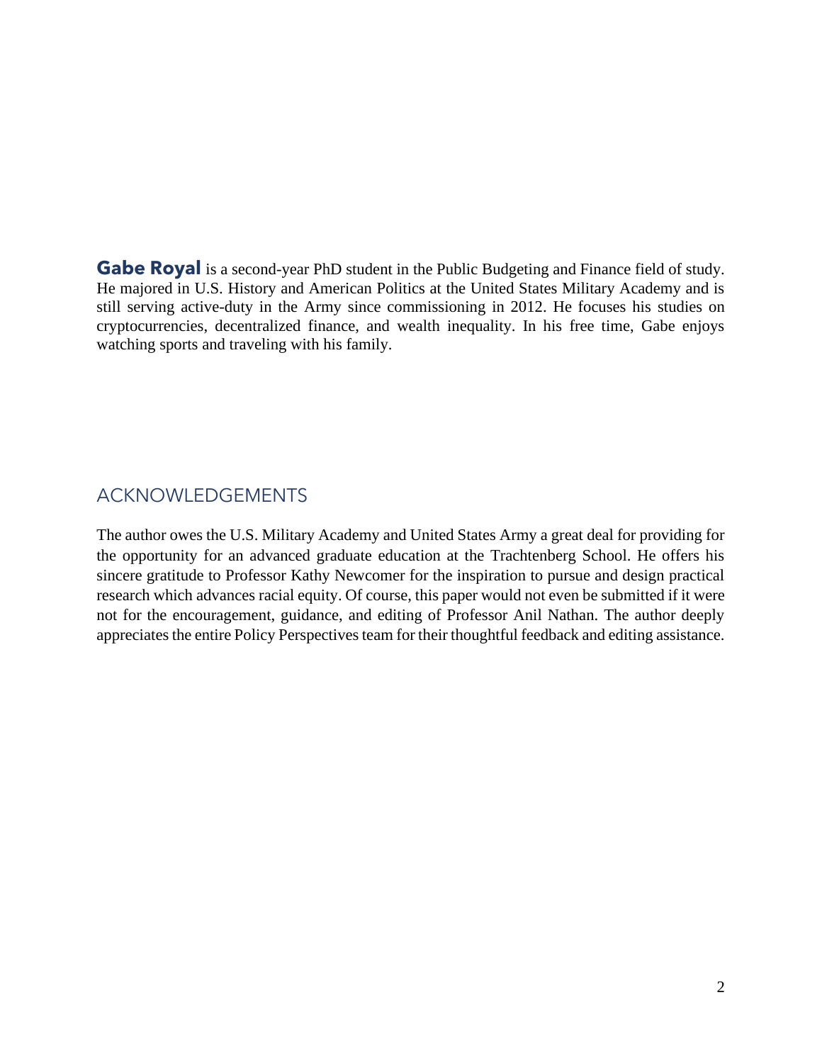**Gabe Royal** is a second-year PhD student in the Public Budgeting and Finance field of study. He majored in U.S. History and American Politics at the United States Military Academy and is still serving active-duty in the Army since commissioning in 2012. He focuses his studies on cryptocurrencies, decentralized finance, and wealth inequality. In his free time, Gabe enjoys watching sports and traveling with his family.

## ACKNOWLEDGEMENTS

The author owes the U.S. Military Academy and United States Army a great deal for providing for the opportunity for an advanced graduate education at the Trachtenberg School. He offers his sincere gratitude to Professor Kathy Newcomer for the inspiration to pursue and design practical research which advances racial equity. Of course, this paper would not even be submitted if it were not for the encouragement, guidance, and editing of Professor Anil Nathan. The author deeply appreciates the entire Policy Perspectives team for their thoughtful feedback and editing assistance.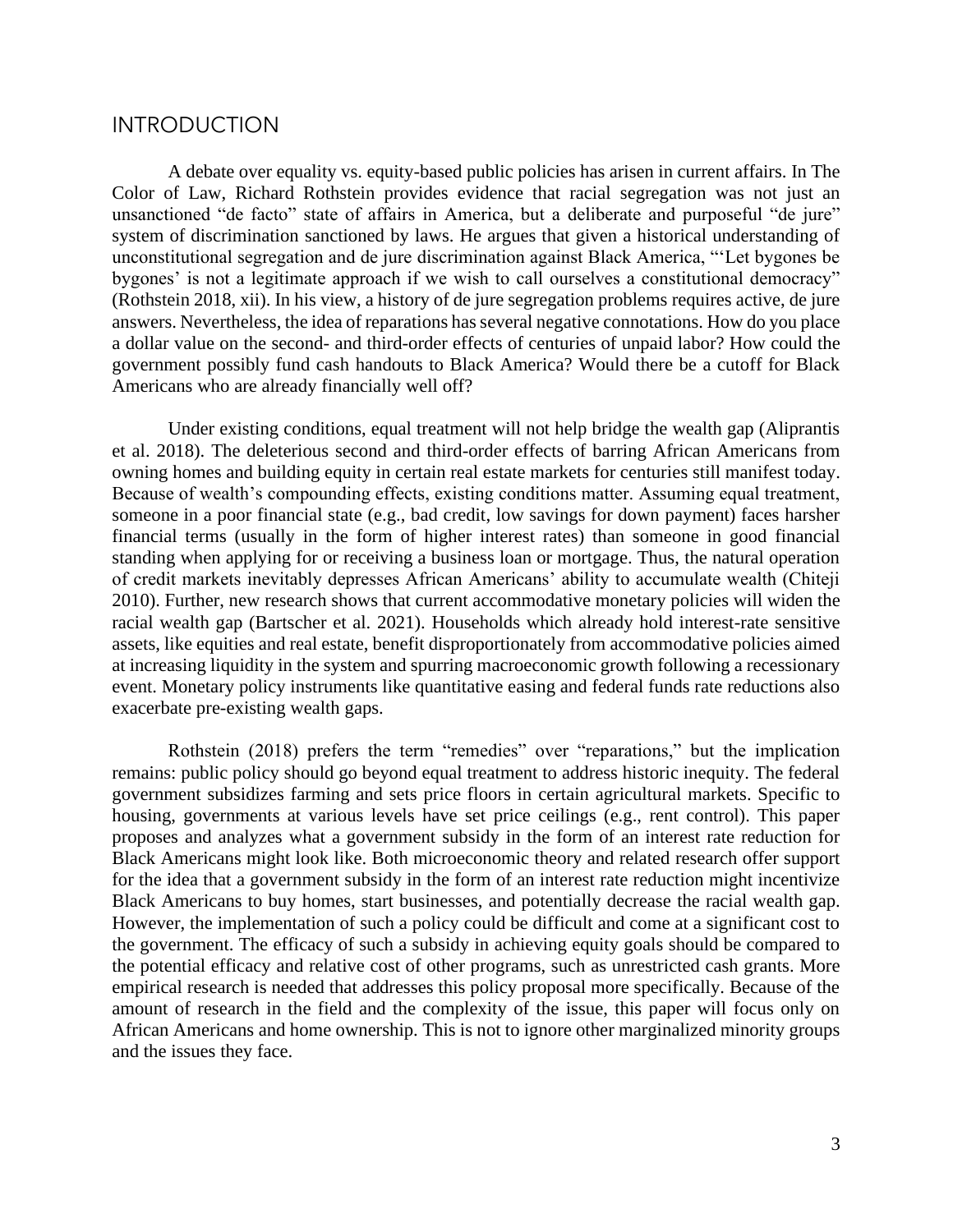## INTRODUCTION

A debate over equality vs. equity-based public policies has arisen in current affairs. In The Color of Law, Richard Rothstein provides evidence that racial segregation was not just an unsanctioned "de facto" state of affairs in America, but a deliberate and purposeful "de jure" system of discrimination sanctioned by laws. He argues that given a historical understanding of unconstitutional segregation and de jure discrimination against Black America, "'Let bygones be bygones' is not a legitimate approach if we wish to call ourselves a constitutional democracy" (Rothstein 2018, xii). In his view, a history of de jure segregation problems requires active, de jure answers. Nevertheless, the idea of reparations has several negative connotations. How do you place a dollar value on the second- and third-order effects of centuries of unpaid labor? How could the government possibly fund cash handouts to Black America? Would there be a cutoff for Black Americans who are already financially well off?

Under existing conditions, equal treatment will not help bridge the wealth gap (Aliprantis et al. 2018). The deleterious second and third-order effects of barring African Americans from owning homes and building equity in certain real estate markets for centuries still manifest today. Because of wealth's compounding effects, existing conditions matter. Assuming equal treatment, someone in a poor financial state (e.g., bad credit, low savings for down payment) faces harsher financial terms (usually in the form of higher interest rates) than someone in good financial standing when applying for or receiving a business loan or mortgage. Thus, the natural operation of credit markets inevitably depresses African Americans' ability to accumulate wealth (Chiteji 2010). Further, new research shows that current accommodative monetary policies will widen the racial wealth gap (Bartscher et al. 2021). Households which already hold interest-rate sensitive assets, like equities and real estate, benefit disproportionately from accommodative policies aimed at increasing liquidity in the system and spurring macroeconomic growth following a recessionary event. Monetary policy instruments like quantitative easing and federal funds rate reductions also exacerbate pre-existing wealth gaps.

Rothstein (2018) prefers the term "remedies" over "reparations," but the implication remains: public policy should go beyond equal treatment to address historic inequity. The federal government subsidizes farming and sets price floors in certain agricultural markets. Specific to housing, governments at various levels have set price ceilings (e.g., rent control). This paper proposes and analyzes what a government subsidy in the form of an interest rate reduction for Black Americans might look like. Both microeconomic theory and related research offer support for the idea that a government subsidy in the form of an interest rate reduction might incentivize Black Americans to buy homes, start businesses, and potentially decrease the racial wealth gap. However, the implementation of such a policy could be difficult and come at a significant cost to the government. The efficacy of such a subsidy in achieving equity goals should be compared to the potential efficacy and relative cost of other programs, such as unrestricted cash grants. More empirical research is needed that addresses this policy proposal more specifically. Because of the amount of research in the field and the complexity of the issue, this paper will focus only on African Americans and home ownership. This is not to ignore other marginalized minority groups and the issues they face.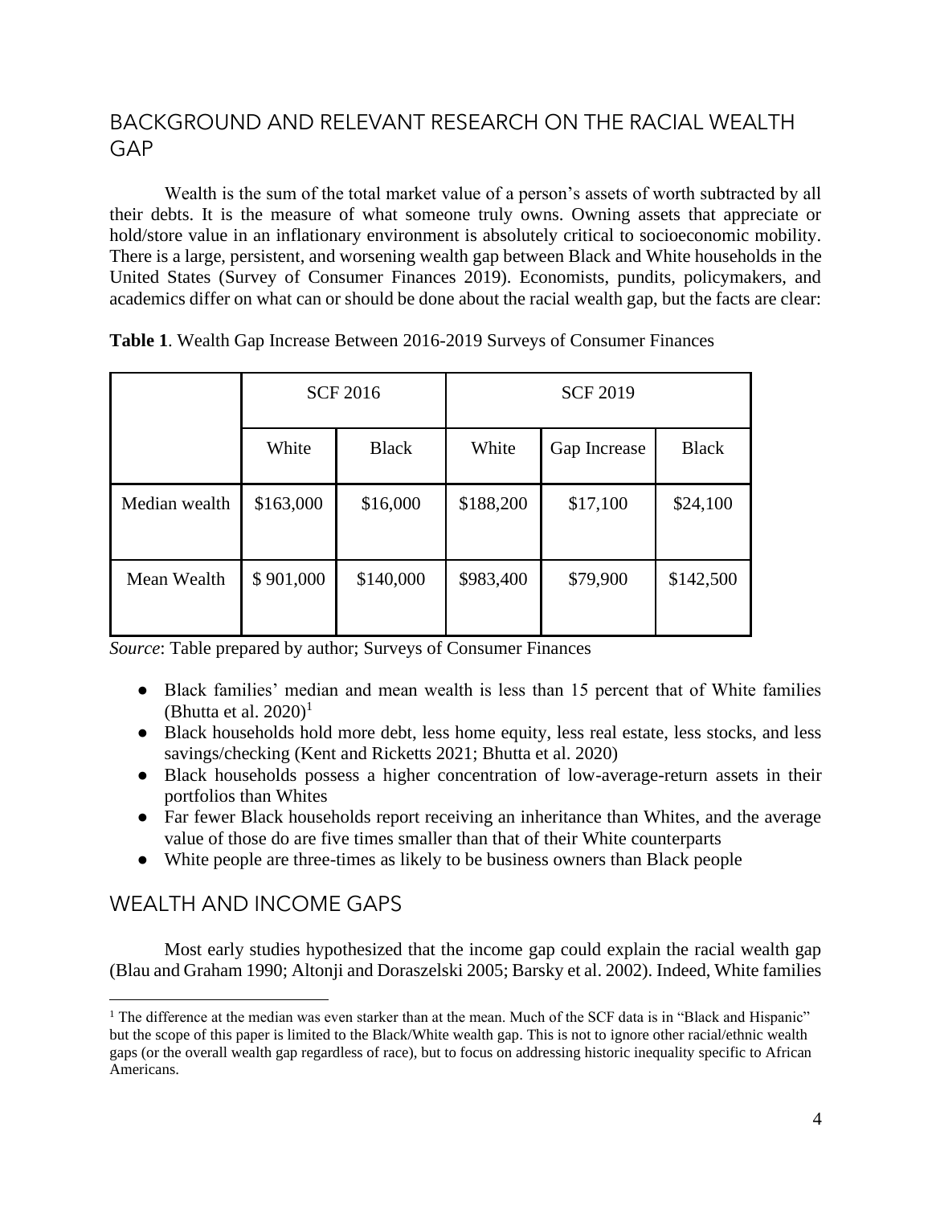## BACKGROUND AND RELEVANT RESEARCH ON THE RACIAL WEALTH GAP

Wealth is the sum of the total market value of a person's assets of worth subtracted by all their debts. It is the measure of what someone truly owns. Owning assets that appreciate or hold/store value in an inflationary environment is absolutely critical to socioeconomic mobility. There is a large, persistent, and worsening wealth gap between Black and White households in the United States (Survey of Consumer Finances 2019). Economists, pundits, policymakers, and academics differ on what can or should be done about the racial wealth gap, but the facts are clear:

**Table 1**. Wealth Gap Increase Between 2016-2019 Surveys of Consumer Finances

| | SCF 2016 | | SCF 2019 | | |
|---|---|---|---|---|---|
| | White | Black | White | Gap Increase | Black |
| Median wealth | $163,000 | $16,000 | $188,200 | $17,100 | $24,100 |
| Mean Wealth | $ 901,000 | $140,000 | $983,400 | $79,900 | $142,500 |

*Source*: Table prepared by author; Surveys of Consumer Finances

- Black families' median and mean wealth is less than 15 percent that of White families (Bhutta et al. 2020)[1]
- Black households hold more debt, less home equity, less real estate, less stocks, and less savings/checking (Kent and Ricketts 2021; Bhutta et al. 2020)
- Black households possess a higher concentration of low-average-return assets in their portfolios than Whites
- Far fewer Black households report receiving an inheritance than Whites, and the average value of those do are five times smaller than that of their White counterparts
- White people are three-times as likely to be business owners than Black people

## WEALTH AND INCOME GAPS

Most early studies hypothesized that the income gap could explain the racial wealth gap (Blau and Graham 1990; Altonji and Doraszelski 2005; Barsky et al. 2002). Indeed, White families

[1] The difference at the median was even starker than at the mean. Much of the SCF data is in "Black and Hispanic" but the scope of this paper is limited to the Black/White wealth gap. This is not to ignore other racial/ethnic wealth gaps (or the overall wealth gap regardless of race), but to focus on addressing historic inequality specific to African Americans.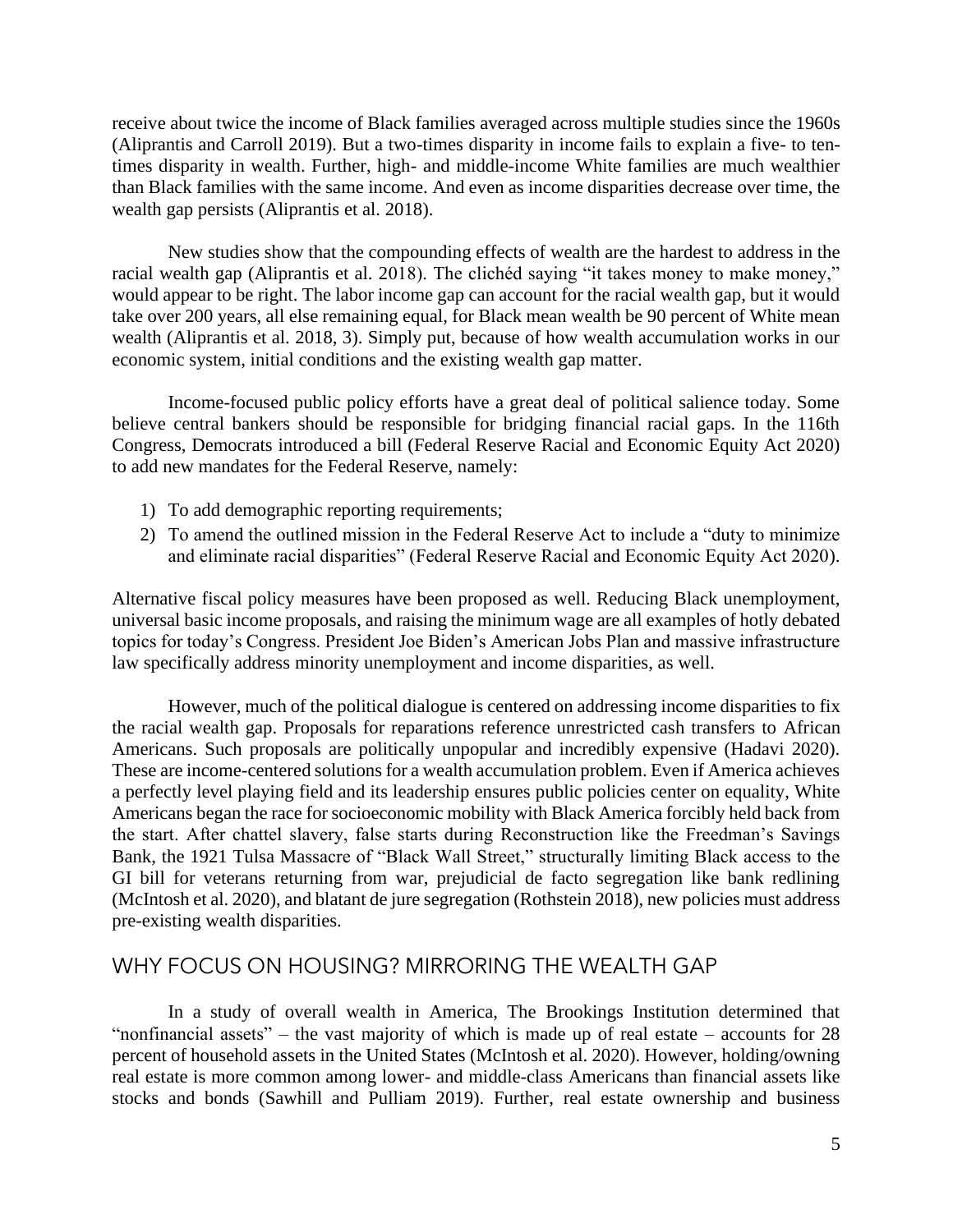receive about twice the income of Black families averaged across multiple studies since the 1960s (Aliprantis and Carroll 2019). But a two-times disparity in income fails to explain a five- to ten-times disparity in wealth. Further, high- and middle-income White families are much wealthier than Black families with the same income. And even as income disparities decrease over time, the wealth gap persists (Aliprantis et al. 2018).

New studies show that the compounding effects of wealth are the hardest to address in the racial wealth gap (Aliprantis et al. 2018). The clichéd saying "it takes money to make money," would appear to be right. The labor income gap can account for the racial wealth gap, but it would take over 200 years, all else remaining equal, for Black mean wealth be 90 percent of White mean wealth (Aliprantis et al. 2018, 3). Simply put, because of how wealth accumulation works in our economic system, initial conditions and the existing wealth gap matter.

Income-focused public policy efforts have a great deal of political salience today. Some believe central bankers should be responsible for bridging financial racial gaps. In the 116th Congress, Democrats introduced a bill (Federal Reserve Racial and Economic Equity Act 2020) to add new mandates for the Federal Reserve, namely:

1) To add demographic reporting requirements;
2) To amend the outlined mission in the Federal Reserve Act to include a "duty to minimize and eliminate racial disparities" (Federal Reserve Racial and Economic Equity Act 2020).

Alternative fiscal policy measures have been proposed as well. Reducing Black unemployment, universal basic income proposals, and raising the minimum wage are all examples of hotly debated topics for today's Congress. President Joe Biden's American Jobs Plan and massive infrastructure law specifically address minority unemployment and income disparities, as well.

However, much of the political dialogue is centered on addressing income disparities to fix the racial wealth gap. Proposals for reparations reference unrestricted cash transfers to African Americans. Such proposals are politically unpopular and incredibly expensive (Hadavi 2020). These are income-centered solutions for a wealth accumulation problem. Even if America achieves a perfectly level playing field and its leadership ensures public policies center on equality, White Americans began the race for socioeconomic mobility with Black America forcibly held back from the start. After chattel slavery, false starts during Reconstruction like the Freedman's Savings Bank, the 1921 Tulsa Massacre of "Black Wall Street," structurally limiting Black access to the GI bill for veterans returning from war, prejudicial de facto segregation like bank redlining (McIntosh et al. 2020), and blatant de jure segregation (Rothstein 2018), new policies must address pre-existing wealth disparities.

## WHY FOCUS ON HOUSING? MIRRORING THE WEALTH GAP

In a study of overall wealth in America, The Brookings Institution determined that "nonfinancial assets" – the vast majority of which is made up of real estate – accounts for 28 percent of household assets in the United States (McIntosh et al. 2020). However, holding/owning real estate is more common among lower- and middle-class Americans than financial assets like stocks and bonds (Sawhill and Pulliam 2019). Further, real estate ownership and business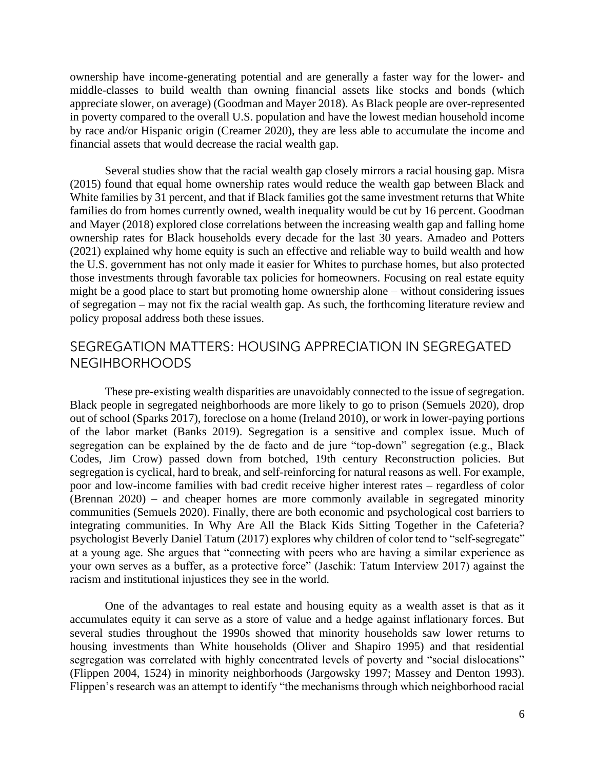ownership have income-generating potential and are generally a faster way for the lower- and middle-classes to build wealth than owning financial assets like stocks and bonds (which appreciate slower, on average) (Goodman and Mayer 2018). As Black people are over-represented in poverty compared to the overall U.S. population and have the lowest median household income by race and/or Hispanic origin (Creamer 2020), they are less able to accumulate the income and financial assets that would decrease the racial wealth gap.

Several studies show that the racial wealth gap closely mirrors a racial housing gap. Misra (2015) found that equal home ownership rates would reduce the wealth gap between Black and White families by 31 percent, and that if Black families got the same investment returns that White families do from homes currently owned, wealth inequality would be cut by 16 percent. Goodman and Mayer (2018) explored close correlations between the increasing wealth gap and falling home ownership rates for Black households every decade for the last 30 years. Amadeo and Potters (2021) explained why home equity is such an effective and reliable way to build wealth and how the U.S. government has not only made it easier for Whites to purchase homes, but also protected those investments through favorable tax policies for homeowners. Focusing on real estate equity might be a good place to start but promoting home ownership alone – without considering issues of segregation – may not fix the racial wealth gap. As such, the forthcoming literature review and policy proposal address both these issues.

## SEGREGATION MATTERS: HOUSING APPRECIATION IN SEGREGATED NEGIHBORHOODS

These pre-existing wealth disparities are unavoidably connected to the issue of segregation. Black people in segregated neighborhoods are more likely to go to prison (Semuels 2020), drop out of school (Sparks 2017), foreclose on a home (Ireland 2010), or work in lower-paying portions of the labor market (Banks 2019). Segregation is a sensitive and complex issue. Much of segregation can be explained by the de facto and de jure "top-down" segregation (e.g., Black Codes, Jim Crow) passed down from botched, 19th century Reconstruction policies. But segregation is cyclical, hard to break, and self-reinforcing for natural reasons as well. For example, poor and low-income families with bad credit receive higher interest rates – regardless of color (Brennan 2020) – and cheaper homes are more commonly available in segregated minority communities (Semuels 2020). Finally, there are both economic and psychological cost barriers to integrating communities. In Why Are All the Black Kids Sitting Together in the Cafeteria? psychologist Beverly Daniel Tatum (2017) explores why children of color tend to "self-segregate" at a young age. She argues that "connecting with peers who are having a similar experience as your own serves as a buffer, as a protective force" (Jaschik: Tatum Interview 2017) against the racism and institutional injustices they see in the world.

One of the advantages to real estate and housing equity as a wealth asset is that as it accumulates equity it can serve as a store of value and a hedge against inflationary forces. But several studies throughout the 1990s showed that minority households saw lower returns to housing investments than White households (Oliver and Shapiro 1995) and that residential segregation was correlated with highly concentrated levels of poverty and "social dislocations" (Flippen 2004, 1524) in minority neighborhoods (Jargowsky 1997; Massey and Denton 1993). Flippen's research was an attempt to identify "the mechanisms through which neighborhood racial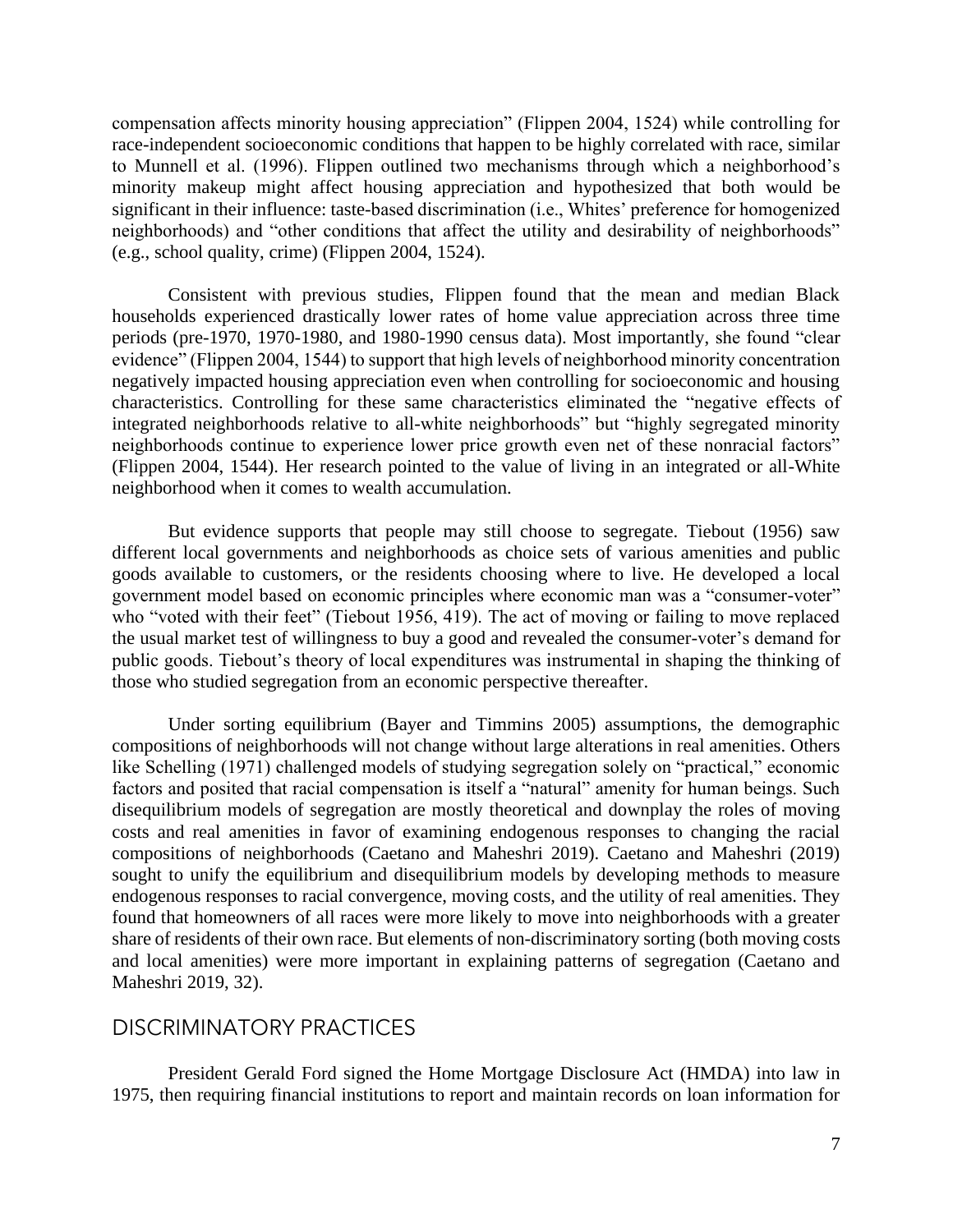compensation affects minority housing appreciation" (Flippen 2004, 1524) while controlling for race-independent socioeconomic conditions that happen to be highly correlated with race, similar to Munnell et al. (1996). Flippen outlined two mechanisms through which a neighborhood's minority makeup might affect housing appreciation and hypothesized that both would be significant in their influence: taste-based discrimination (i.e., Whites' preference for homogenized neighborhoods) and "other conditions that affect the utility and desirability of neighborhoods" (e.g., school quality, crime) (Flippen 2004, 1524).

Consistent with previous studies, Flippen found that the mean and median Black households experienced drastically lower rates of home value appreciation across three time periods (pre-1970, 1970-1980, and 1980-1990 census data). Most importantly, she found "clear evidence" (Flippen 2004, 1544) to support that high levels of neighborhood minority concentration negatively impacted housing appreciation even when controlling for socioeconomic and housing characteristics. Controlling for these same characteristics eliminated the "negative effects of integrated neighborhoods relative to all-white neighborhoods" but "highly segregated minority neighborhoods continue to experience lower price growth even net of these nonracial factors" (Flippen 2004, 1544). Her research pointed to the value of living in an integrated or all-White neighborhood when it comes to wealth accumulation.

But evidence supports that people may still choose to segregate. Tiebout (1956) saw different local governments and neighborhoods as choice sets of various amenities and public goods available to customers, or the residents choosing where to live. He developed a local government model based on economic principles where economic man was a "consumer-voter" who "voted with their feet" (Tiebout 1956, 419). The act of moving or failing to move replaced the usual market test of willingness to buy a good and revealed the consumer-voter's demand for public goods. Tiebout's theory of local expenditures was instrumental in shaping the thinking of those who studied segregation from an economic perspective thereafter.

Under sorting equilibrium (Bayer and Timmins 2005) assumptions, the demographic compositions of neighborhoods will not change without large alterations in real amenities. Others like Schelling (1971) challenged models of studying segregation solely on "practical," economic factors and posited that racial compensation is itself a "natural" amenity for human beings. Such disequilibrium models of segregation are mostly theoretical and downplay the roles of moving costs and real amenities in favor of examining endogenous responses to changing the racial compositions of neighborhoods (Caetano and Maheshri 2019). Caetano and Maheshri (2019) sought to unify the equilibrium and disequilibrium models by developing methods to measure endogenous responses to racial convergence, moving costs, and the utility of real amenities. They found that homeowners of all races were more likely to move into neighborhoods with a greater share of residents of their own race. But elements of non-discriminatory sorting (both moving costs and local amenities) were more important in explaining patterns of segregation (Caetano and Maheshri 2019, 32).

## DISCRIMINATORY PRACTICES

President Gerald Ford signed the Home Mortgage Disclosure Act (HMDA) into law in 1975, then requiring financial institutions to report and maintain records on loan information for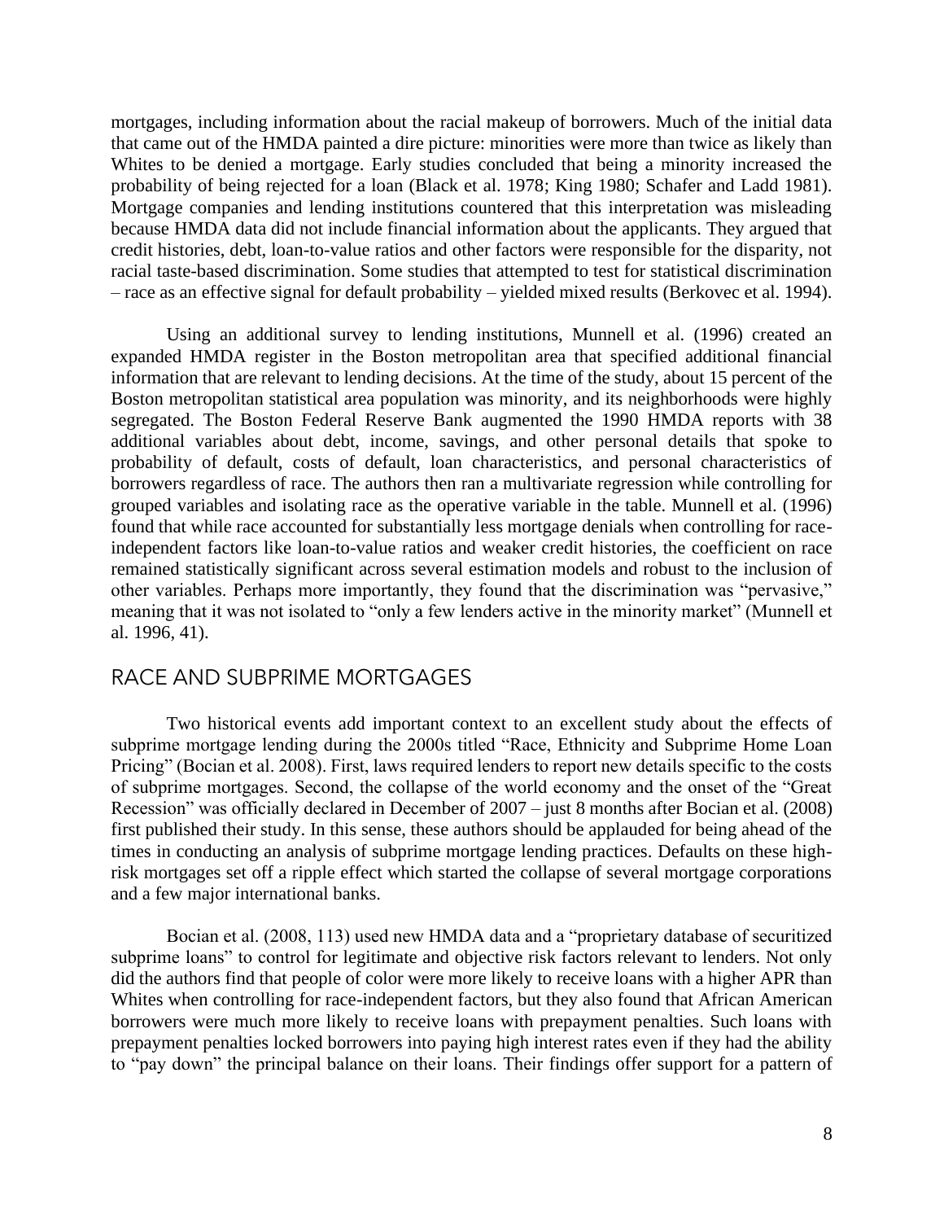mortgages, including information about the racial makeup of borrowers. Much of the initial data that came out of the HMDA painted a dire picture: minorities were more than twice as likely than Whites to be denied a mortgage. Early studies concluded that being a minority increased the probability of being rejected for a loan (Black et al. 1978; King 1980; Schafer and Ladd 1981). Mortgage companies and lending institutions countered that this interpretation was misleading because HMDA data did not include financial information about the applicants. They argued that credit histories, debt, loan-to-value ratios and other factors were responsible for the disparity, not racial taste-based discrimination. Some studies that attempted to test for statistical discrimination – race as an effective signal for default probability – yielded mixed results (Berkovec et al. 1994).

Using an additional survey to lending institutions, Munnell et al. (1996) created an expanded HMDA register in the Boston metropolitan area that specified additional financial information that are relevant to lending decisions. At the time of the study, about 15 percent of the Boston metropolitan statistical area population was minority, and its neighborhoods were highly segregated. The Boston Federal Reserve Bank augmented the 1990 HMDA reports with 38 additional variables about debt, income, savings, and other personal details that spoke to probability of default, costs of default, loan characteristics, and personal characteristics of borrowers regardless of race. The authors then ran a multivariate regression while controlling for grouped variables and isolating race as the operative variable in the table. Munnell et al. (1996) found that while race accounted for substantially less mortgage denials when controlling for race-independent factors like loan-to-value ratios and weaker credit histories, the coefficient on race remained statistically significant across several estimation models and robust to the inclusion of other variables. Perhaps more importantly, they found that the discrimination was "pervasive," meaning that it was not isolated to "only a few lenders active in the minority market" (Munnell et al. 1996, 41).

## RACE AND SUBPRIME MORTGAGES

Two historical events add important context to an excellent study about the effects of subprime mortgage lending during the 2000s titled "Race, Ethnicity and Subprime Home Loan Pricing" (Bocian et al. 2008). First, laws required lenders to report new details specific to the costs of subprime mortgages. Second, the collapse of the world economy and the onset of the "Great Recession" was officially declared in December of 2007 – just 8 months after Bocian et al. (2008) first published their study. In this sense, these authors should be applauded for being ahead of the times in conducting an analysis of subprime mortgage lending practices. Defaults on these high-risk mortgages set off a ripple effect which started the collapse of several mortgage corporations and a few major international banks.

Bocian et al. (2008, 113) used new HMDA data and a "proprietary database of securitized subprime loans" to control for legitimate and objective risk factors relevant to lenders. Not only did the authors find that people of color were more likely to receive loans with a higher APR than Whites when controlling for race-independent factors, but they also found that African American borrowers were much more likely to receive loans with prepayment penalties. Such loans with prepayment penalties locked borrowers into paying high interest rates even if they had the ability to "pay down" the principal balance on their loans. Their findings offer support for a pattern of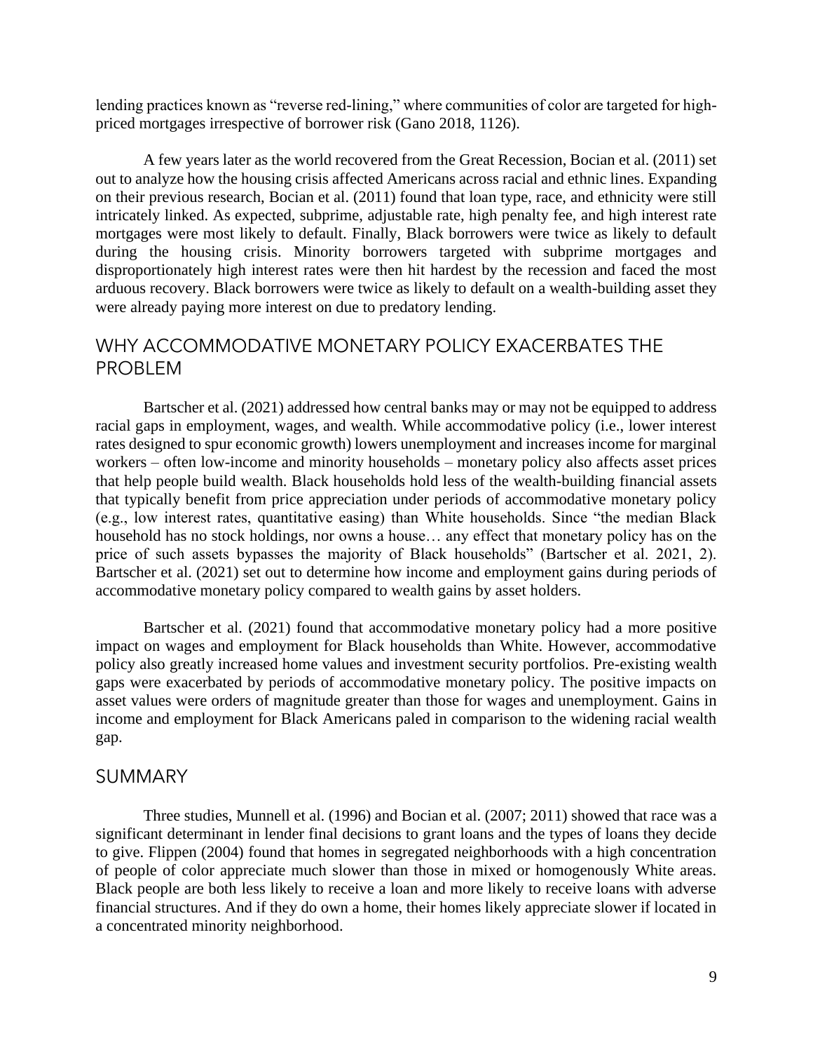lending practices known as "reverse red-lining," where communities of color are targeted for high-priced mortgages irrespective of borrower risk (Gano 2018, 1126).

A few years later as the world recovered from the Great Recession, Bocian et al. (2011) set out to analyze how the housing crisis affected Americans across racial and ethnic lines. Expanding on their previous research, Bocian et al. (2011) found that loan type, race, and ethnicity were still intricately linked. As expected, subprime, adjustable rate, high penalty fee, and high interest rate mortgages were most likely to default. Finally, Black borrowers were twice as likely to default during the housing crisis. Minority borrowers targeted with subprime mortgages and disproportionately high interest rates were then hit hardest by the recession and faced the most arduous recovery. Black borrowers were twice as likely to default on a wealth-building asset they were already paying more interest on due to predatory lending.

## WHY ACCOMMODATIVE MONETARY POLICY EXACERBATES THE PROBLEM

Bartscher et al. (2021) addressed how central banks may or may not be equipped to address racial gaps in employment, wages, and wealth. While accommodative policy (i.e., lower interest rates designed to spur economic growth) lowers unemployment and increases income for marginal workers – often low-income and minority households – monetary policy also affects asset prices that help people build wealth. Black households hold less of the wealth-building financial assets that typically benefit from price appreciation under periods of accommodative monetary policy (e.g., low interest rates, quantitative easing) than White households. Since "the median Black household has no stock holdings, nor owns a house… any effect that monetary policy has on the price of such assets bypasses the majority of Black households" (Bartscher et al. 2021, 2). Bartscher et al. (2021) set out to determine how income and employment gains during periods of accommodative monetary policy compared to wealth gains by asset holders.

Bartscher et al. (2021) found that accommodative monetary policy had a more positive impact on wages and employment for Black households than White. However, accommodative policy also greatly increased home values and investment security portfolios. Pre-existing wealth gaps were exacerbated by periods of accommodative monetary policy. The positive impacts on asset values were orders of magnitude greater than those for wages and unemployment. Gains in income and employment for Black Americans paled in comparison to the widening racial wealth gap.

## SUMMARY

Three studies, Munnell et al. (1996) and Bocian et al. (2007; 2011) showed that race was a significant determinant in lender final decisions to grant loans and the types of loans they decide to give. Flippen (2004) found that homes in segregated neighborhoods with a high concentration of people of color appreciate much slower than those in mixed or homogenously White areas. Black people are both less likely to receive a loan and more likely to receive loans with adverse financial structures. And if they do own a home, their homes likely appreciate slower if located in a concentrated minority neighborhood.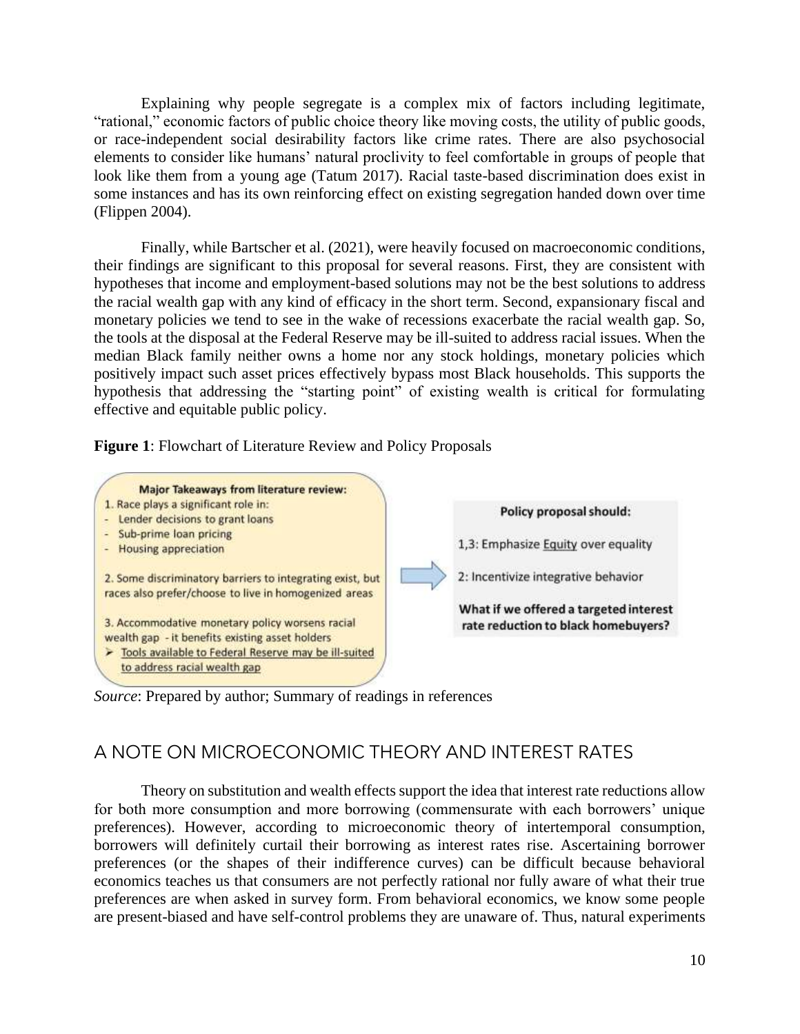Explaining why people segregate is a complex mix of factors including legitimate, "rational," economic factors of public choice theory like moving costs, the utility of public goods, or race-independent social desirability factors like crime rates. There are also psychosocial elements to consider like humans' natural proclivity to feel comfortable in groups of people that look like them from a young age (Tatum 2017). Racial taste-based discrimination does exist in some instances and has its own reinforcing effect on existing segregation handed down over time (Flippen 2004).

Finally, while Bartscher et al. (2021), were heavily focused on macroeconomic conditions, their findings are significant to this proposal for several reasons. First, they are consistent with hypotheses that income and employment-based solutions may not be the best solutions to address the racial wealth gap with any kind of efficacy in the short term. Second, expansionary fiscal and monetary policies we tend to see in the wake of recessions exacerbate the racial wealth gap. So, the tools at the disposal at the Federal Reserve may be ill-suited to address racial issues. When the median Black family neither owns a home nor any stock holdings, monetary policies which positively impact such asset prices effectively bypass most Black households. This supports the hypothesis that addressing the "starting point" of existing wealth is critical for formulating effective and equitable public policy.

**Figure 1**: Flowchart of Literature Review and Policy Proposals

**Major Takeaways from literature review:**

1. Race plays a significant role in:
- Lender decisions to grant loans
- Sub-prime loan pricing
- Housing appreciation

2. Some discriminatory barriers to integrating exist, but races also prefer/choose to live in homogenized areas

3. Accommodative monetary policy worsens racial wealth gap - it benefits existing asset holders
➢ Tools available to Federal Reserve may be ill-suited to address racial wealth gap

**Policy proposal should:**

1,3: Emphasize Equity over equality

2: Incentivize integrative behavior

**What if we offered a targeted interest rate reduction to black homebuyers?**

*Source*: Prepared by author; Summary of readings in references

## A NOTE ON MICROECONOMIC THEORY AND INTEREST RATES

Theory on substitution and wealth effects support the idea that interest rate reductions allow for both more consumption and more borrowing (commensurate with each borrowers' unique preferences). However, according to microeconomic theory of intertemporal consumption, borrowers will definitely curtail their borrowing as interest rates rise. Ascertaining borrower preferences (or the shapes of their indifference curves) can be difficult because behavioral economics teaches us that consumers are not perfectly rational nor fully aware of what their true preferences are when asked in survey form. From behavioral economics, we know some people are present-biased and have self-control problems they are unaware of. Thus, natural experiments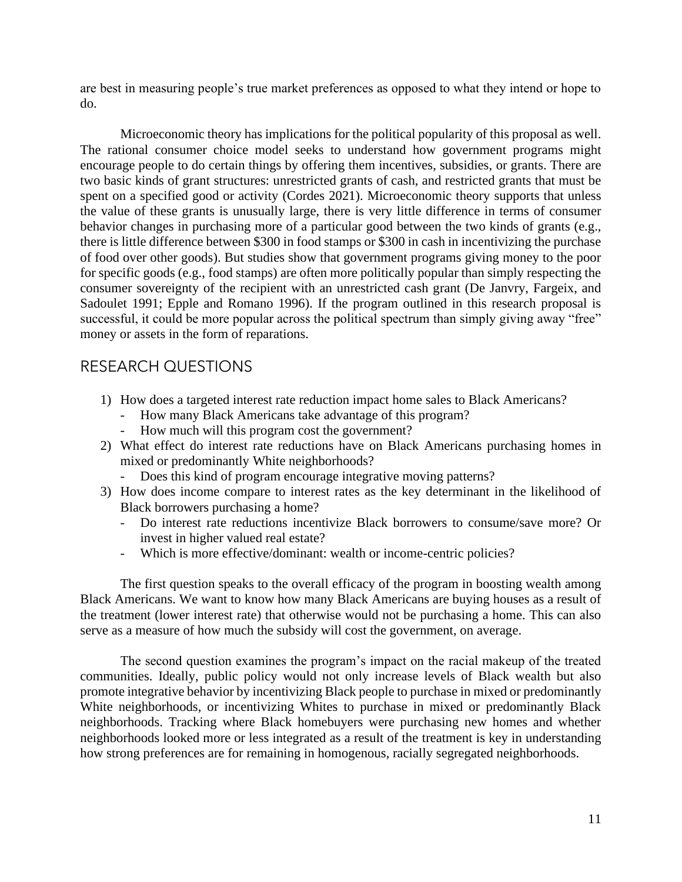are best in measuring people's true market preferences as opposed to what they intend or hope to do.

Microeconomic theory has implications for the political popularity of this proposal as well. The rational consumer choice model seeks to understand how government programs might encourage people to do certain things by offering them incentives, subsidies, or grants. There are two basic kinds of grant structures: unrestricted grants of cash, and restricted grants that must be spent on a specified good or activity (Cordes 2021). Microeconomic theory supports that unless the value of these grants is unusually large, there is very little difference in terms of consumer behavior changes in purchasing more of a particular good between the two kinds of grants (e.g., there is little difference between $300 in food stamps or $300 in cash in incentivizing the purchase of food over other goods). But studies show that government programs giving money to the poor for specific goods (e.g., food stamps) are often more politically popular than simply respecting the consumer sovereignty of the recipient with an unrestricted cash grant (De Janvry, Fargeix, and Sadoulet 1991; Epple and Romano 1996). If the program outlined in this research proposal is successful, it could be more popular across the political spectrum than simply giving away "free" money or assets in the form of reparations.

## RESEARCH QUESTIONS

1) How does a targeted interest rate reduction impact home sales to Black Americans?
   - How many Black Americans take advantage of this program?
   - How much will this program cost the government?
2) What effect do interest rate reductions have on Black Americans purchasing homes in mixed or predominantly White neighborhoods?
   - Does this kind of program encourage integrative moving patterns?
3) How does income compare to interest rates as the key determinant in the likelihood of Black borrowers purchasing a home?
   - Do interest rate reductions incentivize Black borrowers to consume/save more? Or invest in higher valued real estate?
   - Which is more effective/dominant: wealth or income-centric policies?

The first question speaks to the overall efficacy of the program in boosting wealth among Black Americans. We want to know how many Black Americans are buying houses as a result of the treatment (lower interest rate) that otherwise would not be purchasing a home. This can also serve as a measure of how much the subsidy will cost the government, on average.

The second question examines the program's impact on the racial makeup of the treated communities. Ideally, public policy would not only increase levels of Black wealth but also promote integrative behavior by incentivizing Black people to purchase in mixed or predominantly White neighborhoods, or incentivizing Whites to purchase in mixed or predominantly Black neighborhoods. Tracking where Black homebuyers were purchasing new homes and whether neighborhoods looked more or less integrated as a result of the treatment is key in understanding how strong preferences are for remaining in homogenous, racially segregated neighborhoods.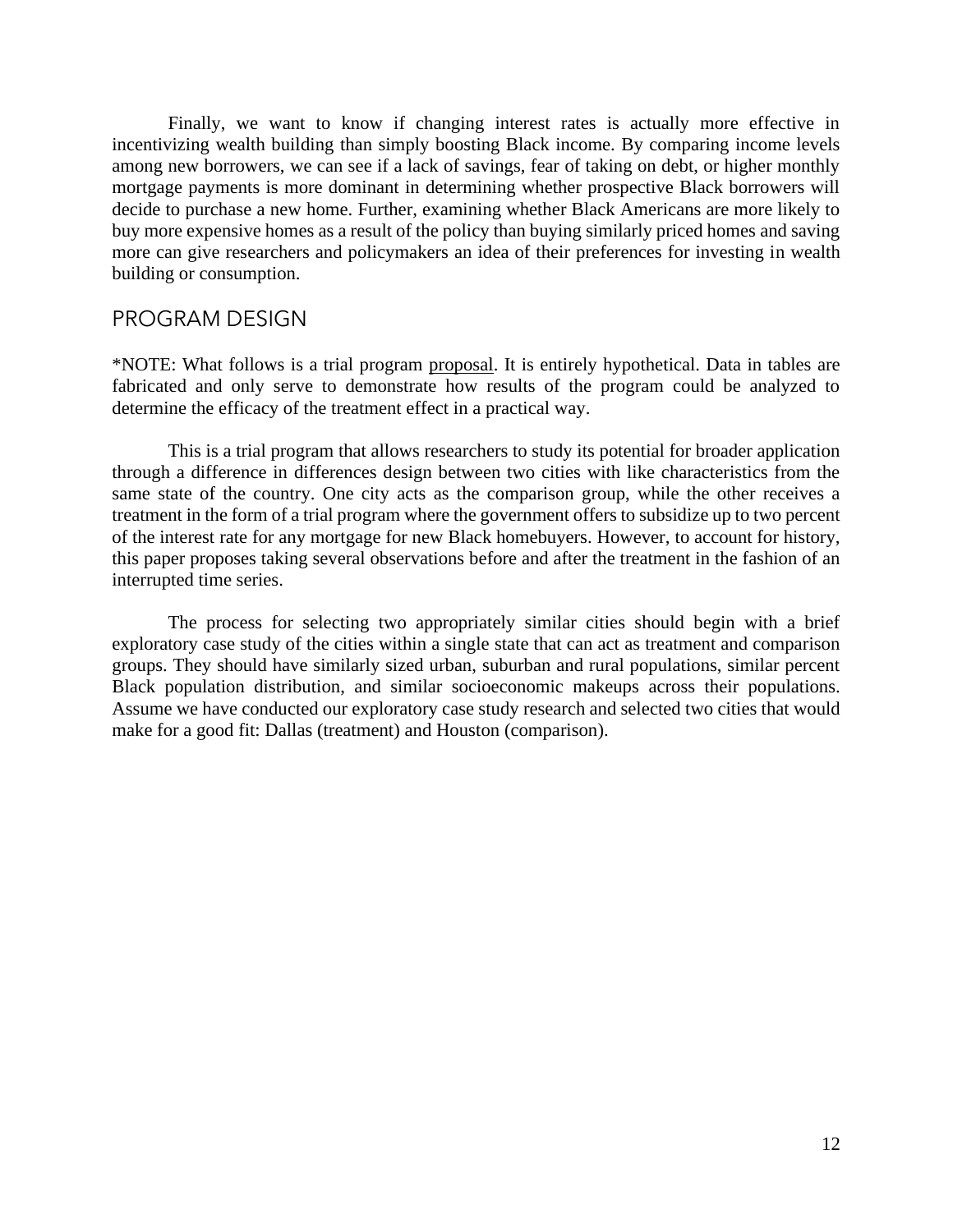Finally, we want to know if changing interest rates is actually more effective in incentivizing wealth building than simply boosting Black income. By comparing income levels among new borrowers, we can see if a lack of savings, fear of taking on debt, or higher monthly mortgage payments is more dominant in determining whether prospective Black borrowers will decide to purchase a new home. Further, examining whether Black Americans are more likely to buy more expensive homes as a result of the policy than buying similarly priced homes and saving more can give researchers and policymakers an idea of their preferences for investing in wealth building or consumption.

## PROGRAM DESIGN

*NOTE: What follows is a trial program proposal. It is entirely hypothetical. Data in tables are fabricated and only serve to demonstrate how results of the program could be analyzed to determine the efficacy of the treatment effect in a practical way.

This is a trial program that allows researchers to study its potential for broader application through a difference in differences design between two cities with like characteristics from the same state of the country. One city acts as the comparison group, while the other receives a treatment in the form of a trial program where the government offers to subsidize up to two percent of the interest rate for any mortgage for new Black homebuyers. However, to account for history, this paper proposes taking several observations before and after the treatment in the fashion of an interrupted time series.

The process for selecting two appropriately similar cities should begin with a brief exploratory case study of the cities within a single state that can act as treatment and comparison groups. They should have similarly sized urban, suburban and rural populations, similar percent Black population distribution, and similar socioeconomic makeups across their populations. Assume we have conducted our exploratory case study research and selected two cities that would make for a good fit: Dallas (treatment) and Houston (comparison).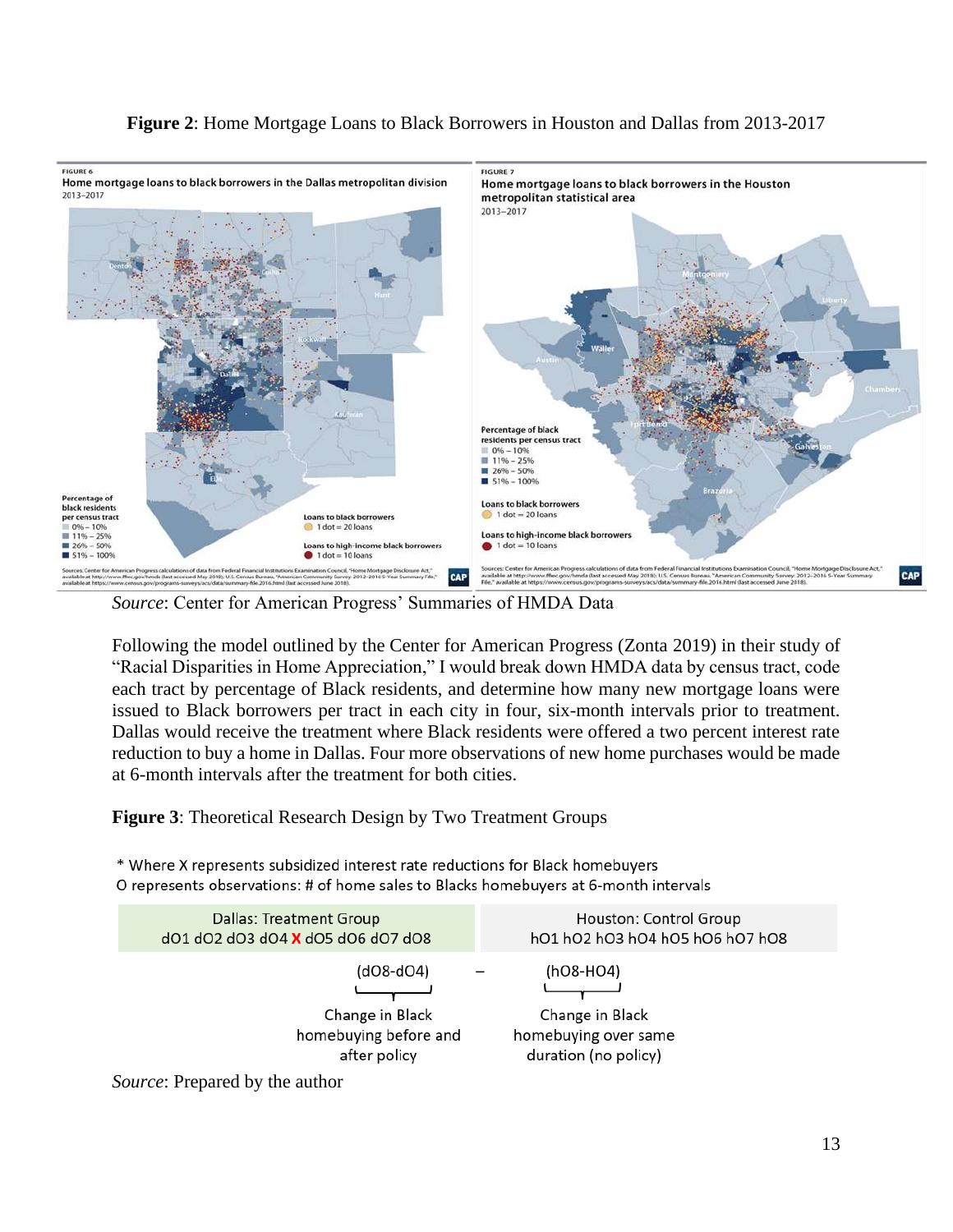**Figure 2**: Home Mortgage Loans to Black Borrowers in Houston and Dallas from 2013-2017

*Source*: Center for American Progress' Summaries of HMDA Data

Following the model outlined by the Center for American Progress (Zonta 2019) in their study of "Racial Disparities in Home Appreciation," I would break down HMDA data by census tract, code each tract by percentage of Black residents, and determine how many new mortgage loans were issued to Black borrowers per tract in each city in four, six-month intervals prior to treatment. Dallas would receive the treatment where Black residents were offered a two percent interest rate reduction to buy a home in Dallas. Four more observations of new home purchases would be made at 6-month intervals after the treatment for both cities.

**Figure 3**: Theoretical Research Design by Two Treatment Groups

\* Where X represents subsidized interest rate reductions for Black homebuyers
O represents observations: # of home sales to Blacks homebuyers at 6-month intervals

| Dallas: Treatment Group | | Houston: Control Group |
|---|---|---|
| dO1 dO2 dO3 dO4 **X** dO5 dO6 dO7 dO8 | | hO1 hO2 hO3 hO4 hO5 hO6 hO7 hO8 |
| (dO8-dO4) | – | (hO8-HO4) |
| Change in Black homebuying before and after policy | | Change in Black homebuying over same duration (no policy) |

*Source*: Prepared by the author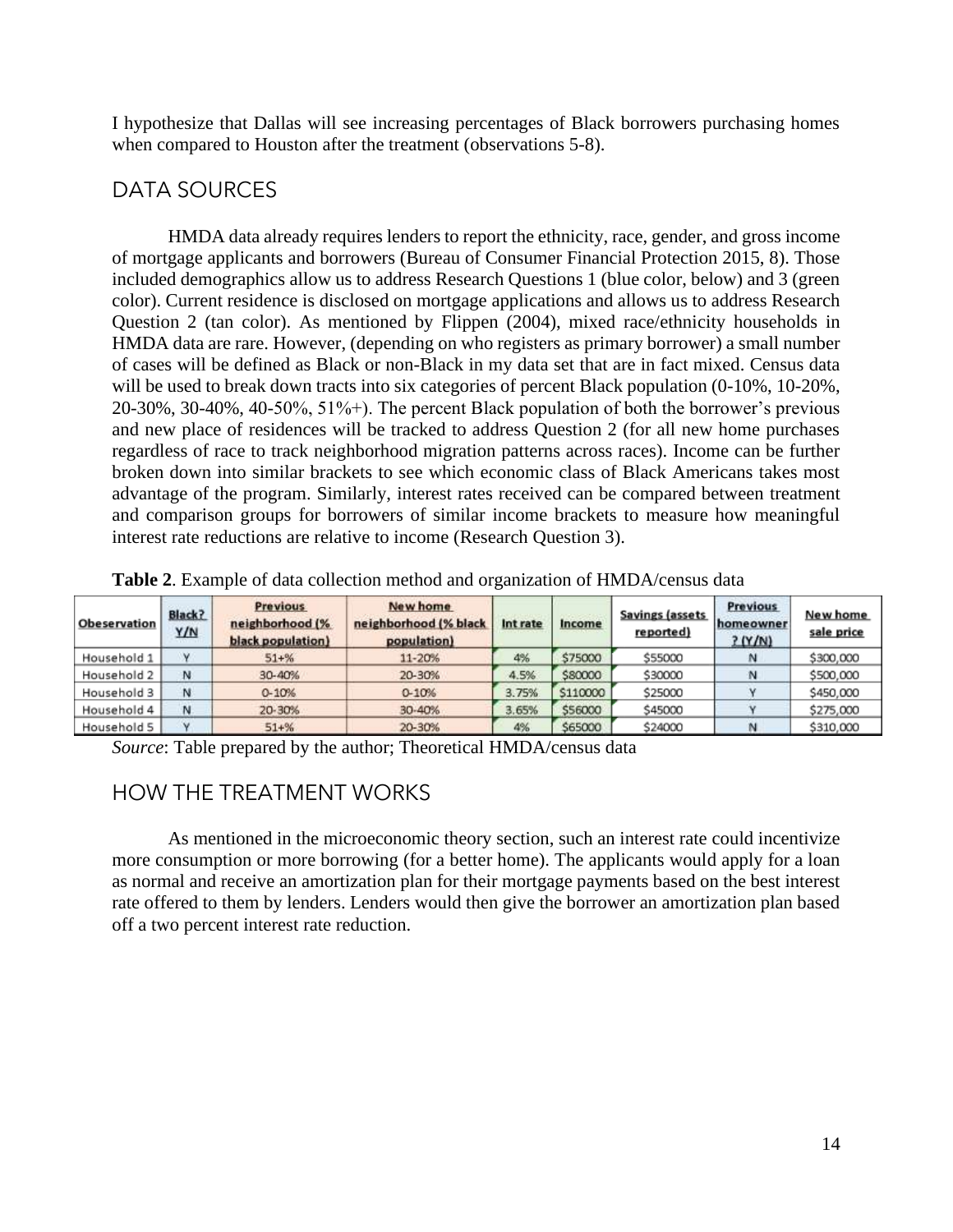I hypothesize that Dallas will see increasing percentages of Black borrowers purchasing homes when compared to Houston after the treatment (observations 5-8).

## DATA SOURCES

HMDA data already requires lenders to report the ethnicity, race, gender, and gross income of mortgage applicants and borrowers (Bureau of Consumer Financial Protection 2015, 8). Those included demographics allow us to address Research Questions 1 (blue color, below) and 3 (green color). Current residence is disclosed on mortgage applications and allows us to address Research Question 2 (tan color). As mentioned by Flippen (2004), mixed race/ethnicity households in HMDA data are rare. However, (depending on who registers as primary borrower) a small number of cases will be defined as Black or non-Black in my data set that are in fact mixed. Census data will be used to break down tracts into six categories of percent Black population (0-10%, 10-20%, 20-30%, 30-40%, 40-50%, 51%+). The percent Black population of both the borrower's previous and new place of residences will be tracked to address Question 2 (for all new home purchases regardless of race to track neighborhood migration patterns across races). Income can be further broken down into similar brackets to see which economic class of Black Americans takes most advantage of the program. Similarly, interest rates received can be compared between treatment and comparison groups for borrowers of similar income brackets to measure how meaningful interest rate reductions are relative to income (Research Question 3).

**Table 2**. Example of data collection method and organization of HMDA/census data

| Obeservation | Black? Y/N | Previous neighborhood (% black population) | New home neighborhood (% black population) | Int rate | Income | Savings (assets reported) | Previous homeowner? (Y/N) | New home sale price |
|---|---|---|---|---|---|---|---|---|
| Household 1 | Y | 51+% | 11-20% | 4% | $75000 | $55000 | N | $300,000 |
| Household 2 | N | 30-40% | 20-30% | 4.5% | $80000 | $30000 | N | $500,000 |
| Household 3 | N | 0-10% | 0-10% | 3.75% | $110000 | $25000 | Y | $450,000 |
| Household 4 | N | 20-30% | 30-40% | 3.65% | $56000 | $45000 | Y | $275,000 |
| Household 5 | Y | 51+% | 20-30% | 4% | $65000 | $24000 | N | $310,000 |

*Source*: Table prepared by the author; Theoretical HMDA/census data

## HOW THE TREATMENT WORKS

As mentioned in the microeconomic theory section, such an interest rate could incentivize more consumption or more borrowing (for a better home). The applicants would apply for a loan as normal and receive an amortization plan for their mortgage payments based on the best interest rate offered to them by lenders. Lenders would then give the borrower an amortization plan based off a two percent interest rate reduction.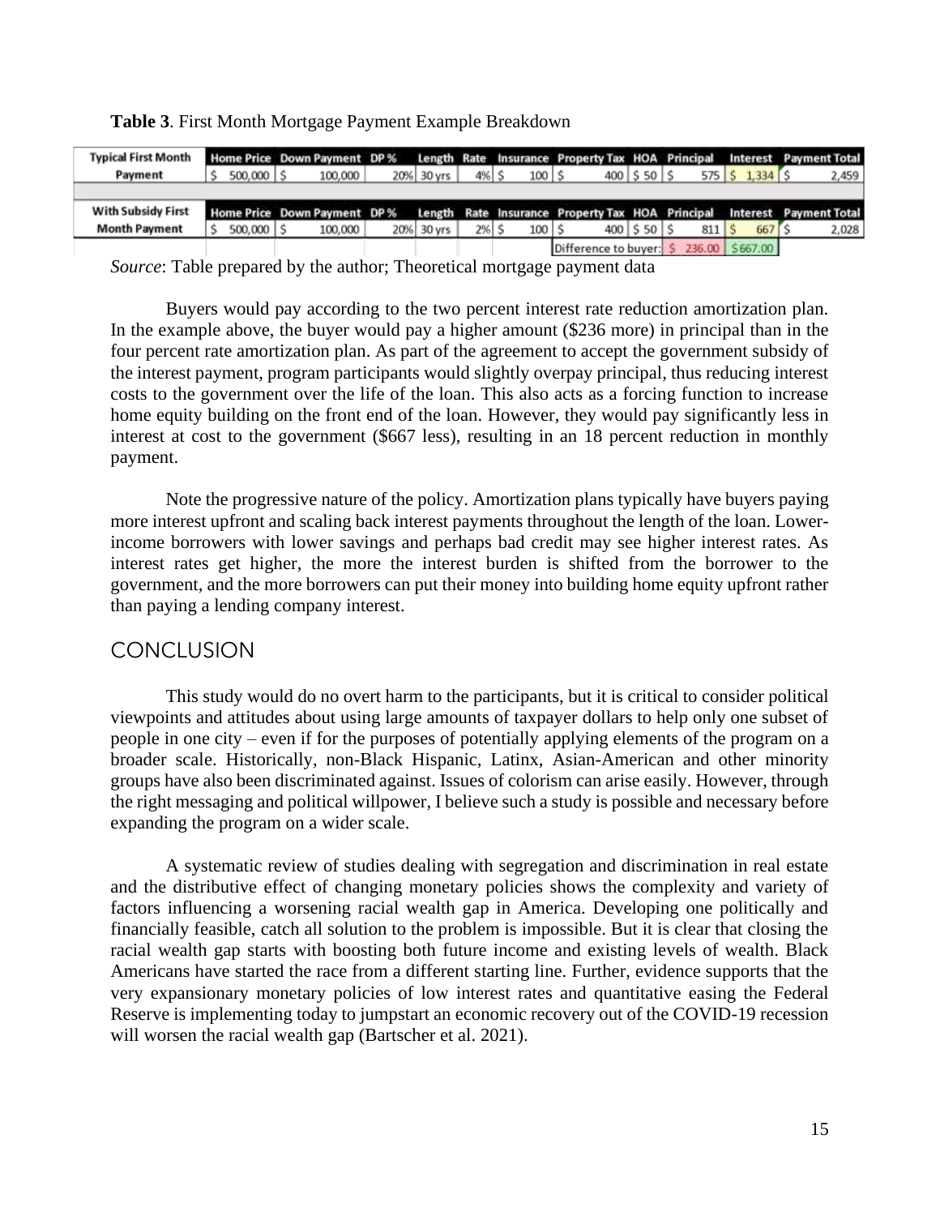**Table 3**. First Month Mortgage Payment Example Breakdown

| | Home Price | Down Payment | DP % | Length | Rate | Insurance | Property Tax | HOA | Principal | Interest | Payment Total |
|---|---|---|---|---|---|---|---|---|---|---|---|
| Typical First Month Payment | $ 500,000 | $ 100,000 | 20% | 30 yrs | 4% | $ 100 | $ 400 | $ 50 | $ 575 | $ 1,334 | $ 2,459 |
| | | | | | | | | | | | |
| **With Subsidy First Month Payment** | **Home Price** | **Down Payment** | **DP %** | **Length** | **Rate** | **Insurance** | **Property Tax** | **HOA** | **Principal** | **Interest** | **Payment Total** |
| | $ 500,000 | $ 100,000 | 20% | 30 yrs | 2% | $ 100 | $ 400 | $ 50 | $ 811 | $ 667 | $ 2,028 |
| | | | | | | | Difference to buyer: | | $ 236.00 | $667.00 | |

*Source*: Table prepared by the author; Theoretical mortgage payment data

Buyers would pay according to the two percent interest rate reduction amortization plan. In the example above, the buyer would pay a higher amount ($236 more) in principal than in the four percent rate amortization plan. As part of the agreement to accept the government subsidy of the interest payment, program participants would slightly overpay principal, thus reducing interest costs to the government over the life of the loan. This also acts as a forcing function to increase home equity building on the front end of the loan. However, they would pay significantly less in interest at cost to the government ($667 less), resulting in an 18 percent reduction in monthly payment.

Note the progressive nature of the policy. Amortization plans typically have buyers paying more interest upfront and scaling back interest payments throughout the length of the loan. Lower-income borrowers with lower savings and perhaps bad credit may see higher interest rates. As interest rates get higher, the more the interest burden is shifted from the borrower to the government, and the more borrowers can put their money into building home equity upfront rather than paying a lending company interest.

## CONCLUSION

This study would do no overt harm to the participants, but it is critical to consider political viewpoints and attitudes about using large amounts of taxpayer dollars to help only one subset of people in one city – even if for the purposes of potentially applying elements of the program on a broader scale. Historically, non-Black Hispanic, Latinx, Asian-American and other minority groups have also been discriminated against. Issues of colorism can arise easily. However, through the right messaging and political willpower, I believe such a study is possible and necessary before expanding the program on a wider scale.

A systematic review of studies dealing with segregation and discrimination in real estate and the distributive effect of changing monetary policies shows the complexity and variety of factors influencing a worsening racial wealth gap in America. Developing one politically and financially feasible, catch all solution to the problem is impossible. But it is clear that closing the racial wealth gap starts with boosting both future income and existing levels of wealth. Black Americans have started the race from a different starting line. Further, evidence supports that the very expansionary monetary policies of low interest rates and quantitative easing the Federal Reserve is implementing today to jumpstart an economic recovery out of the COVID-19 recession will worsen the racial wealth gap (Bartscher et al. 2021).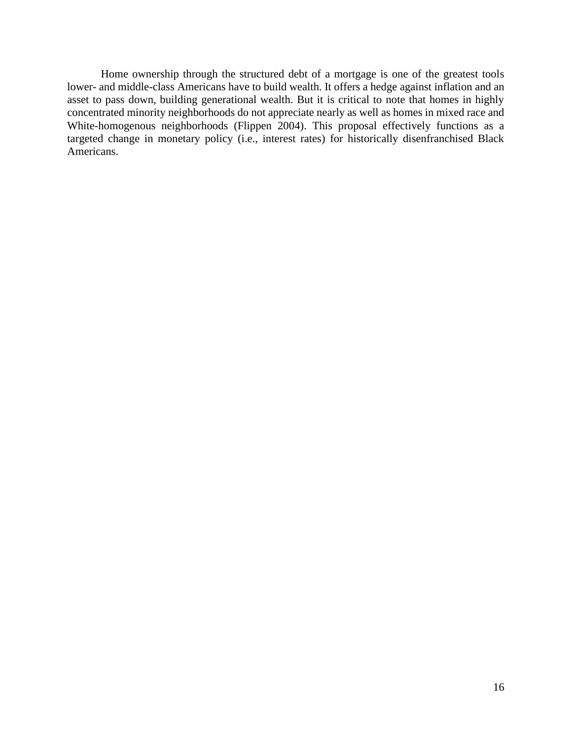Home ownership through the structured debt of a mortgage is one of the greatest tools lower- and middle-class Americans have to build wealth. It offers a hedge against inflation and an asset to pass down, building generational wealth. But it is critical to note that homes in highly concentrated minority neighborhoods do not appreciate nearly as well as homes in mixed race and White-homogenous neighborhoods (Flippen 2004). This proposal effectively functions as a targeted change in monetary policy (i.e., interest rates) for historically disenfranchised Black Americans.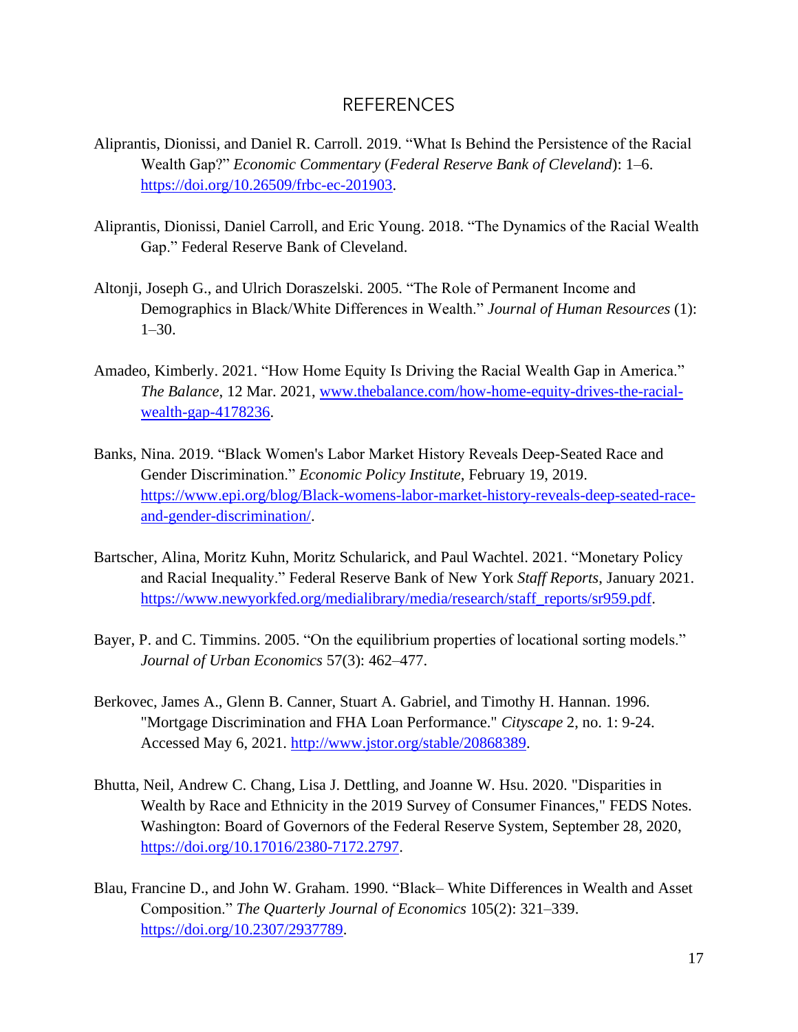# REFERENCES

Aliprantis, Dionissi, and Daniel R. Carroll. 2019. "What Is Behind the Persistence of the Racial Wealth Gap?" *Economic Commentary* (*Federal Reserve Bank of Cleveland*): 1–6. https://doi.org/10.26509/frbc-ec-201903.

Aliprantis, Dionissi, Daniel Carroll, and Eric Young. 2018. "The Dynamics of the Racial Wealth Gap." Federal Reserve Bank of Cleveland.

Altonji, Joseph G., and Ulrich Doraszelski. 2005. "The Role of Permanent Income and Demographics in Black/White Differences in Wealth." *Journal of Human Resources* (1): 1–30.

Amadeo, Kimberly. 2021. "How Home Equity Is Driving the Racial Wealth Gap in America." *The Balance*, 12 Mar. 2021, www.thebalance.com/how-home-equity-drives-the-racial-wealth-gap-4178236.

Banks, Nina. 2019. "Black Women's Labor Market History Reveals Deep-Seated Race and Gender Discrimination." *Economic Policy Institute*, February 19, 2019. https://www.epi.org/blog/Black-womens-labor-market-history-reveals-deep-seated-race-and-gender-discrimination/.

Bartscher, Alina, Moritz Kuhn, Moritz Schularick, and Paul Wachtel. 2021. "Monetary Policy and Racial Inequality." Federal Reserve Bank of New York *Staff Reports*, January 2021. https://www.newyorkfed.org/medialibrary/media/research/staff_reports/sr959.pdf.

Bayer, P. and C. Timmins. 2005. "On the equilibrium properties of locational sorting models." *Journal of Urban Economics* 57(3): 462–477.

Berkovec, James A., Glenn B. Canner, Stuart A. Gabriel, and Timothy H. Hannan. 1996. "Mortgage Discrimination and FHA Loan Performance." *Cityscape* 2, no. 1: 9-24. Accessed May 6, 2021. http://www.jstor.org/stable/20868389.

Bhutta, Neil, Andrew C. Chang, Lisa J. Dettling, and Joanne W. Hsu. 2020. "Disparities in Wealth by Race and Ethnicity in the 2019 Survey of Consumer Finances," FEDS Notes. Washington: Board of Governors of the Federal Reserve System, September 28, 2020, https://doi.org/10.17016/2380-7172.2797.

Blau, Francine D., and John W. Graham. 1990. "Black– White Differences in Wealth and Asset Composition." *The Quarterly Journal of Economics* 105(2): 321–339. https://doi.org/10.2307/2937789.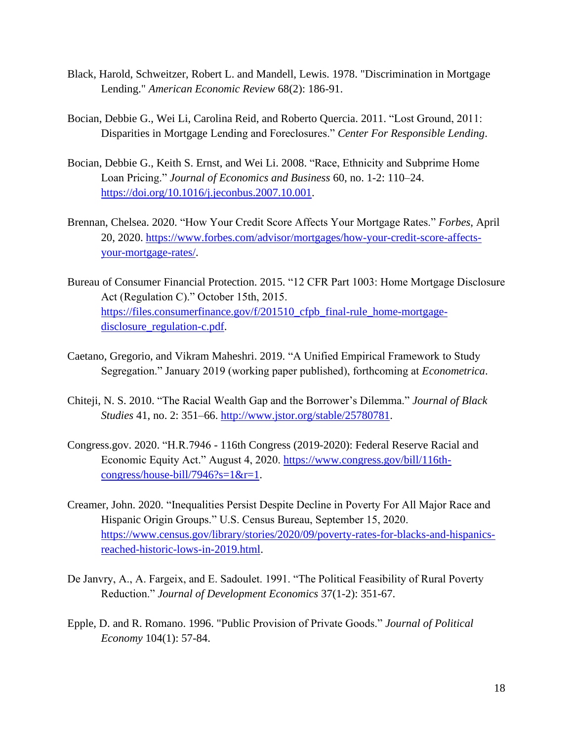Black, Harold, Schweitzer, Robert L. and Mandell, Lewis. 1978. "Discrimination in Mortgage Lending." *American Economic Review* 68(2): 186-91.

Bocian, Debbie G., Wei Li, Carolina Reid, and Roberto Quercia. 2011. "Lost Ground, 2011: Disparities in Mortgage Lending and Foreclosures." *Center For Responsible Lending*.

Bocian, Debbie G., Keith S. Ernst, and Wei Li. 2008. "Race, Ethnicity and Subprime Home Loan Pricing." *Journal of Economics and Business* 60, no. 1-2: 110–24. https://doi.org/10.1016/j.jeconbus.2007.10.001.

Brennan, Chelsea. 2020. "How Your Credit Score Affects Your Mortgage Rates." *Forbes*, April 20, 2020. https://www.forbes.com/advisor/mortgages/how-your-credit-score-affects-your-mortgage-rates/.

Bureau of Consumer Financial Protection. 2015. "12 CFR Part 1003: Home Mortgage Disclosure Act (Regulation C)." October 15th, 2015. https://files.consumerfinance.gov/f/201510_cfpb_final-rule_home-mortgage-disclosure_regulation-c.pdf.

Caetano, Gregorio, and Vikram Maheshri. 2019. "A Unified Empirical Framework to Study Segregation." January 2019 (working paper published), forthcoming at *Econometrica*.

Chiteji, N. S. 2010. "The Racial Wealth Gap and the Borrower's Dilemma." *Journal of Black Studies* 41, no. 2: 351–66. http://www.jstor.org/stable/25780781.

Congress.gov. 2020. "H.R.7946 - 116th Congress (2019-2020): Federal Reserve Racial and Economic Equity Act." August 4, 2020. https://www.congress.gov/bill/116th-congress/house-bill/7946?s=1&r=1.

Creamer, John. 2020. "Inequalities Persist Despite Decline in Poverty For All Major Race and Hispanic Origin Groups." U.S. Census Bureau, September 15, 2020. https://www.census.gov/library/stories/2020/09/poverty-rates-for-blacks-and-hispanics-reached-historic-lows-in-2019.html.

De Janvry, A., A. Fargeix, and E. Sadoulet. 1991. "The Political Feasibility of Rural Poverty Reduction." *Journal of Development Economics* 37(1-2): 351-67.

Epple, D. and R. Romano. 1996. "Public Provision of Private Goods." *Journal of Political Economy* 104(1): 57-84.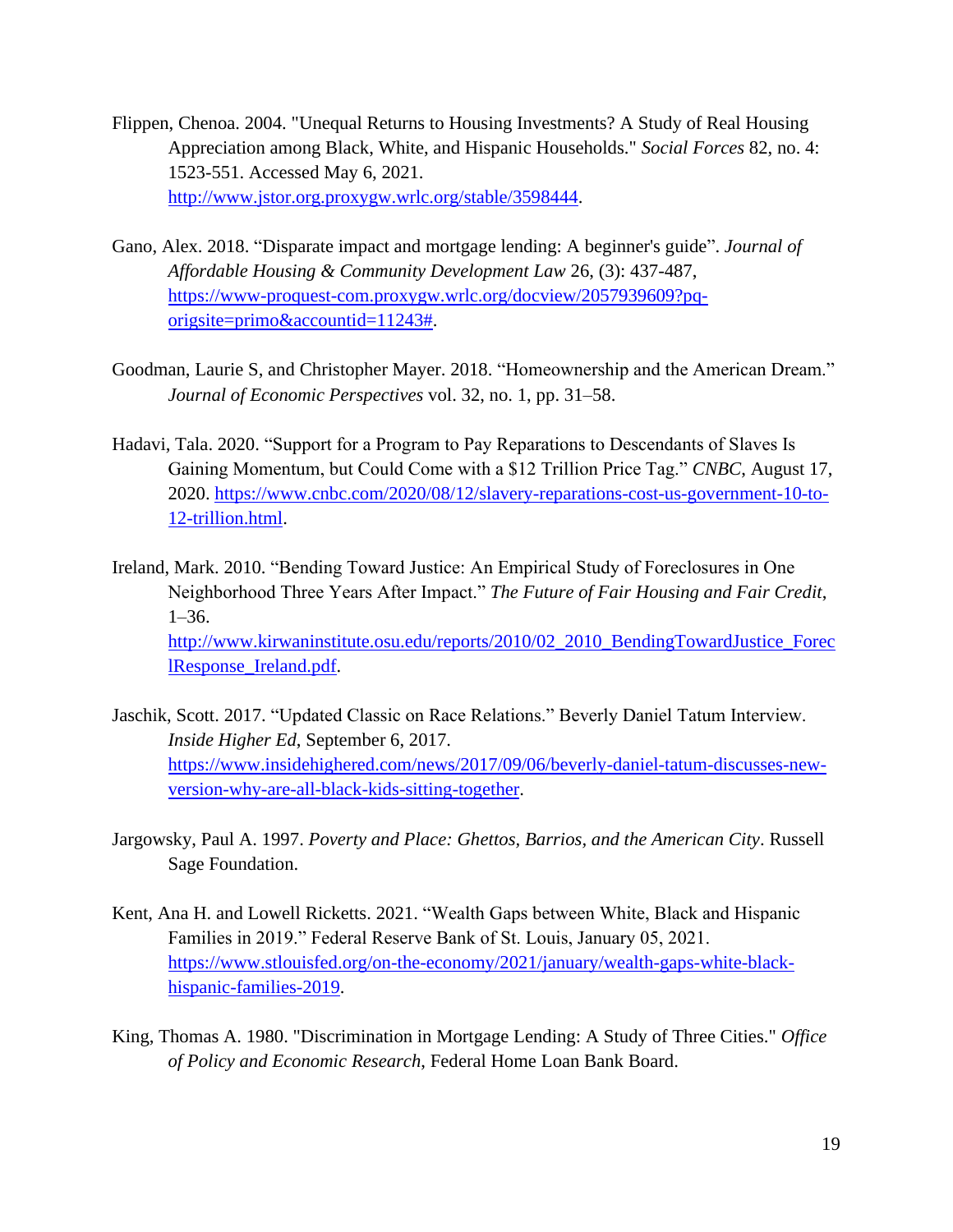Flippen, Chenoa. 2004. "Unequal Returns to Housing Investments? A Study of Real Housing Appreciation among Black, White, and Hispanic Households." *Social Forces* 82, no. 4: 1523-551. Accessed May 6, 2021. http://www.jstor.org.proxygw.wrlc.org/stable/3598444.

Gano, Alex. 2018. "Disparate impact and mortgage lending: A beginner's guide". *Journal of Affordable Housing & Community Development Law* 26, (3): 437-487, https://www-proquest-com.proxygw.wrlc.org/docview/2057939609?pq-origsite=primo&accountid=11243#.

Goodman, Laurie S, and Christopher Mayer. 2018. "Homeownership and the American Dream." *Journal of Economic Perspectives* vol. 32, no. 1, pp. 31–58.

Hadavi, Tala. 2020. "Support for a Program to Pay Reparations to Descendants of Slaves Is Gaining Momentum, but Could Come with a $12 Trillion Price Tag." *CNBC*, August 17, 2020. https://www.cnbc.com/2020/08/12/slavery-reparations-cost-us-government-10-to-12-trillion.html.

Ireland, Mark. 2010. "Bending Toward Justice: An Empirical Study of Foreclosures in One Neighborhood Three Years After Impact." *The Future of Fair Housing and Fair Credit*, 1–36. http://www.kirwaninstitute.osu.edu/reports/2010/02_2010_BendingTowardJustice_ForeclResponse_Ireland.pdf.

Jaschik, Scott. 2017. "Updated Classic on Race Relations." Beverly Daniel Tatum Interview. *Inside Higher Ed*, September 6, 2017. https://www.insidehighered.com/news/2017/09/06/beverly-daniel-tatum-discusses-new-version-why-are-all-black-kids-sitting-together.

Jargowsky, Paul A. 1997. *Poverty and Place: Ghettos, Barrios, and the American City*. Russell Sage Foundation.

Kent, Ana H. and Lowell Ricketts. 2021. "Wealth Gaps between White, Black and Hispanic Families in 2019." Federal Reserve Bank of St. Louis, January 05, 2021. https://www.stlouisfed.org/on-the-economy/2021/january/wealth-gaps-white-black-hispanic-families-2019.

King, Thomas A. 1980. "Discrimination in Mortgage Lending: A Study of Three Cities." *Office of Policy and Economic Research*, Federal Home Loan Bank Board.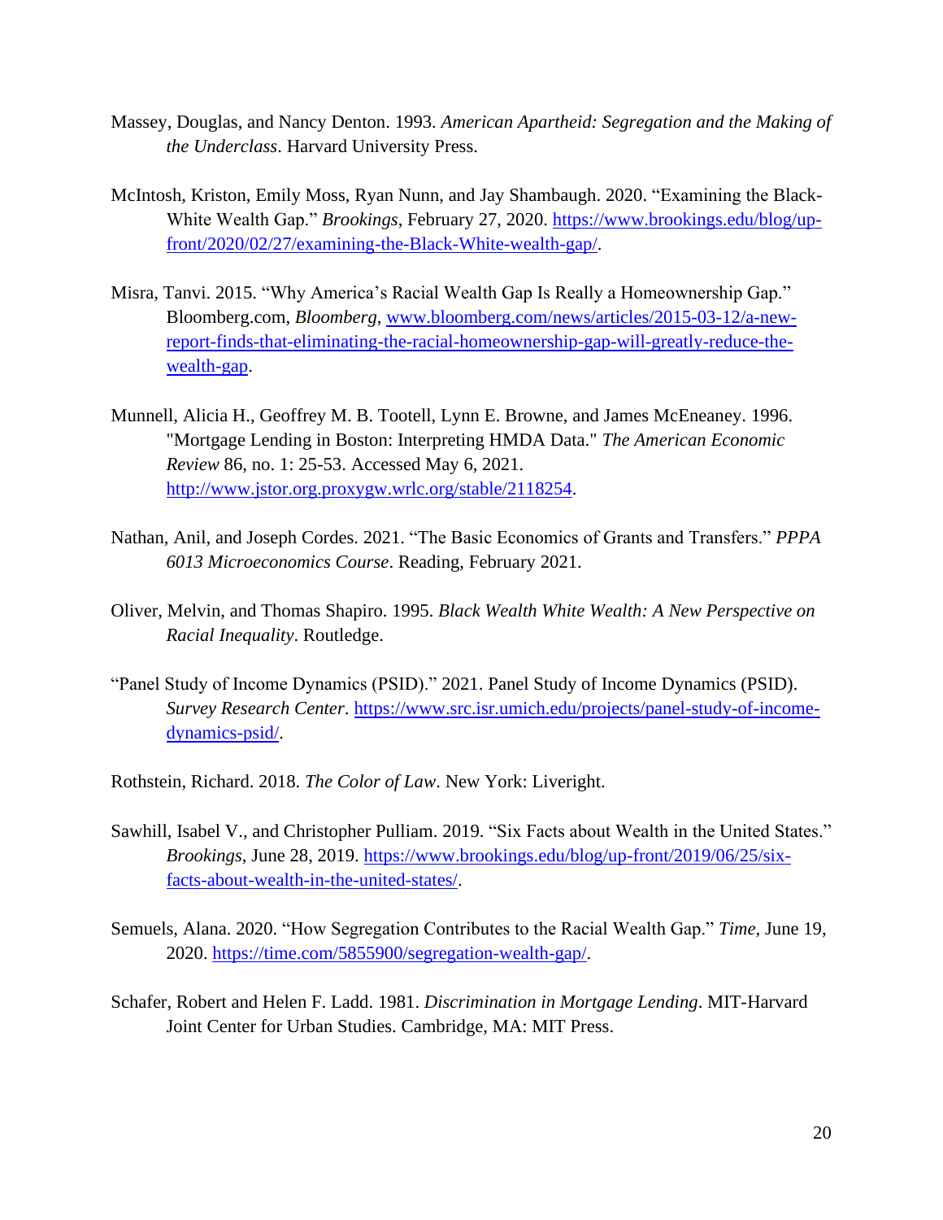Massey, Douglas, and Nancy Denton. 1993. *American Apartheid: Segregation and the Making of the Underclass*. Harvard University Press.

McIntosh, Kriston, Emily Moss, Ryan Nunn, and Jay Shambaugh. 2020. "Examining the Black-White Wealth Gap." *Brookings*, February 27, 2020. https://www.brookings.edu/blog/up-front/2020/02/27/examining-the-Black-White-wealth-gap/.

Misra, Tanvi. 2015. "Why America's Racial Wealth Gap Is Really a Homeownership Gap." Bloomberg.com, *Bloomberg*, www.bloomberg.com/news/articles/2015-03-12/a-new-report-finds-that-eliminating-the-racial-homeownership-gap-will-greatly-reduce-the-wealth-gap.

Munnell, Alicia H., Geoffrey M. B. Tootell, Lynn E. Browne, and James McEneaney. 1996. "Mortgage Lending in Boston: Interpreting HMDA Data." *The American Economic Review* 86, no. 1: 25-53. Accessed May 6, 2021. http://www.jstor.org.proxygw.wrlc.org/stable/2118254.

Nathan, Anil, and Joseph Cordes. 2021. "The Basic Economics of Grants and Transfers." *PPPA 6013 Microeconomics Course*. Reading, February 2021.

Oliver, Melvin, and Thomas Shapiro. 1995. *Black Wealth White Wealth: A New Perspective on Racial Inequality*. Routledge.

"Panel Study of Income Dynamics (PSID)." 2021. Panel Study of Income Dynamics (PSID). *Survey Research Center*. https://www.src.isr.umich.edu/projects/panel-study-of-income-dynamics-psid/.

Rothstein, Richard. 2018. *The Color of Law*. New York: Liveright.

Sawhill, Isabel V., and Christopher Pulliam. 2019. "Six Facts about Wealth in the United States." *Brookings*, June 28, 2019. https://www.brookings.edu/blog/up-front/2019/06/25/six-facts-about-wealth-in-the-united-states/.

Semuels, Alana. 2020. "How Segregation Contributes to the Racial Wealth Gap." *Time*, June 19, 2020. https://time.com/5855900/segregation-wealth-gap/.

Schafer, Robert and Helen F. Ladd. 1981. *Discrimination in Mortgage Lending*. MIT-Harvard Joint Center for Urban Studies. Cambridge, MA: MIT Press.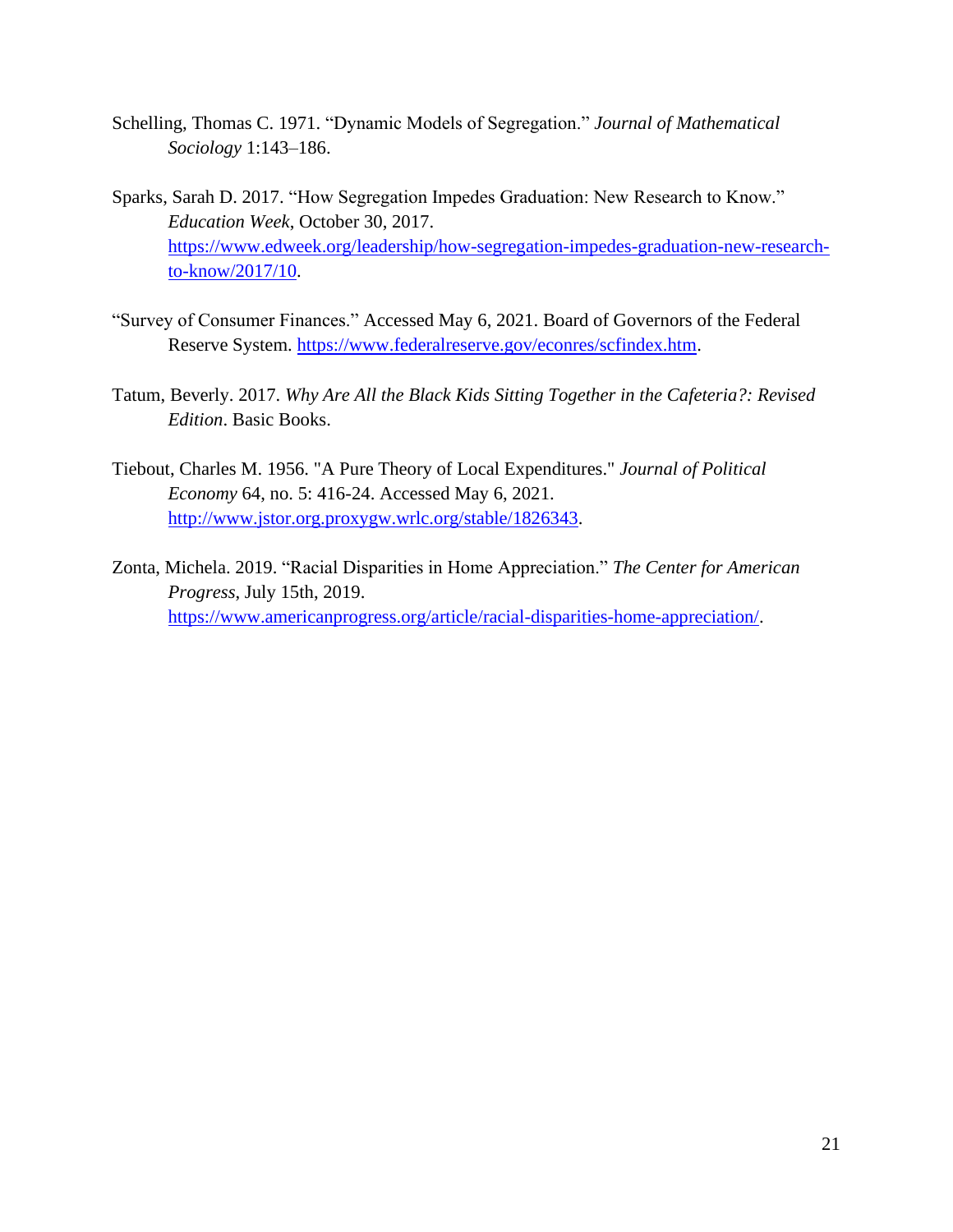Schelling, Thomas C. 1971. "Dynamic Models of Segregation." *Journal of Mathematical Sociology* 1:143–186.

Sparks, Sarah D. 2017. "How Segregation Impedes Graduation: New Research to Know." *Education Week*, October 30, 2017. https://www.edweek.org/leadership/how-segregation-impedes-graduation-new-research-to-know/2017/10.

"Survey of Consumer Finances." Accessed May 6, 2021. Board of Governors of the Federal Reserve System. https://www.federalreserve.gov/econres/scfindex.htm.

Tatum, Beverly. 2017. *Why Are All the Black Kids Sitting Together in the Cafeteria?: Revised Edition*. Basic Books.

Tiebout, Charles M. 1956. "A Pure Theory of Local Expenditures." *Journal of Political Economy* 64, no. 5: 416-24. Accessed May 6, 2021. http://www.jstor.org.proxygw.wrlc.org/stable/1826343.

Zonta, Michela. 2019. "Racial Disparities in Home Appreciation." *The Center for American Progress*, July 15th, 2019. https://www.americanprogress.org/article/racial-disparities-home-appreciation/.